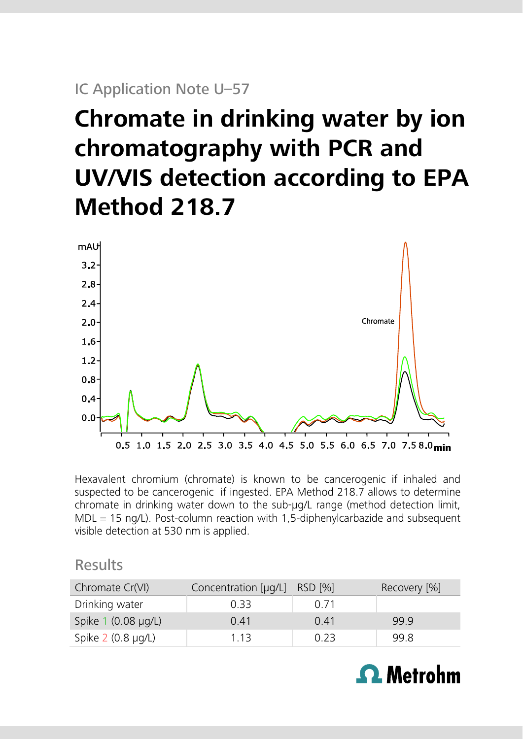IC Application Note U–57

# Chromate in drinking water by ion chromatography with PCR and UV/VIS detection according to EPA Method 218.7

Hexavalent chromium (chromate) is known to be cancerogenic if inhaled and suspected to be cancerogenic if ingested. EPA Method 218.7 allows to determine chromate in drinking water down to the sub-µg/L range (method detection limit, MDL = 15 ng/L). Post-column reaction with 1,5-diphenylcarbazide and subsequent visible detection at 530 nm is applied.

## Results

| Chromate Cr(VI) | Concentration [µg/L] | RSD [%] | Recovery [%] |
|---|---|---|---|
| Drinking water | 0.33 | 0.71 | |
| Spike 1 (0.08 µg/L) | 0.41 | 0.41 | 99.9 |
| Spike 2 (0.8 µg/L) | 1.13 | 0.23 | 99.8 |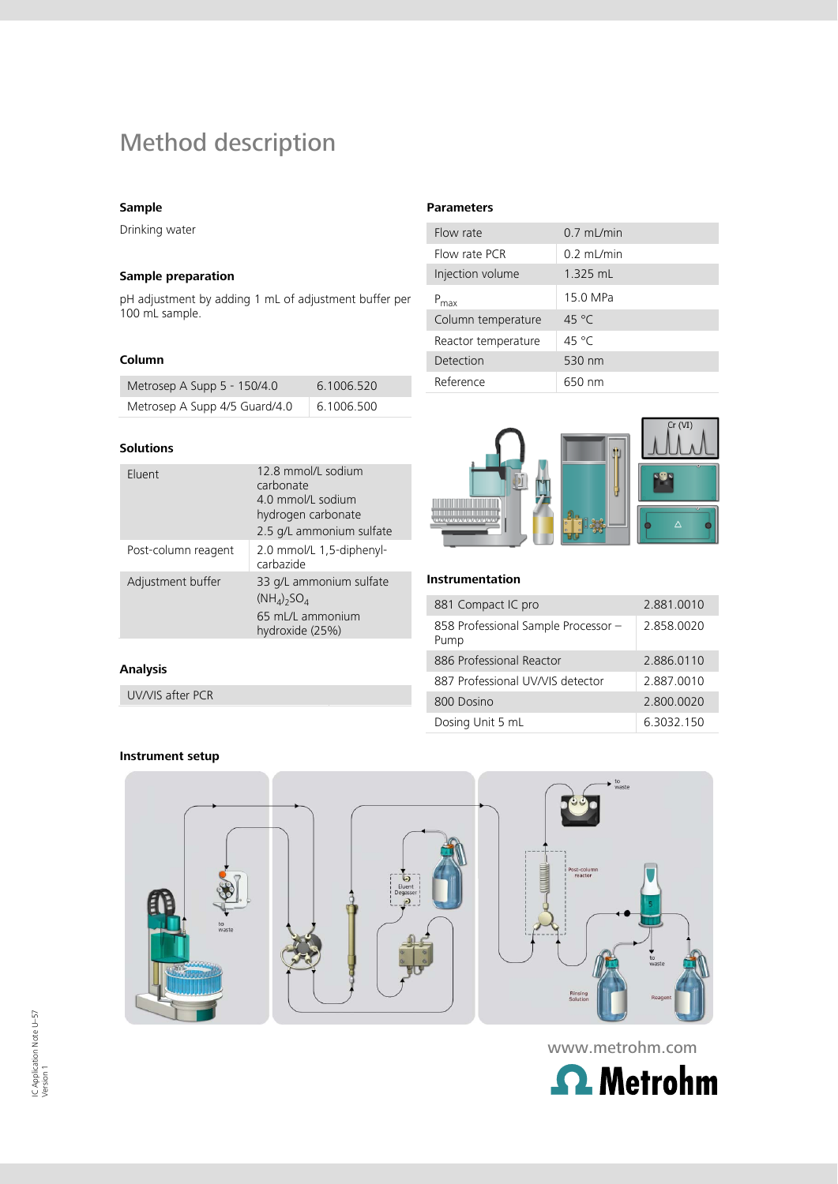# Method description

### Sample

Drinking water

### Sample preparation

pH adjustment by adding 1 mL of adjustment buffer per 100 mL sample.

### Column

| | |
|---|---|
| Metrosep A Supp 5 - 150/4.0 | 6.1006.520 |
| Metrosep A Supp 4/5 Guard/4.0 | 6.1006.500 |

### Solutions

| | |
|---|---|
| Eluent | 12.8 mmol/L sodium carbonate<br>4.0 mmol/L sodium hydrogen carbonate<br>2.5 g/L ammonium sulfate |
| Post-column reagent | 2.0 mmol/L 1,5-diphenyl-carbazide |
| Adjustment buffer | 33 g/L ammonium sulfate $(NH_4)_2SO_4$<br>65 mL/L ammonium hydroxide (25%) |

### Analysis

UV/VIS after PCR

### Parameters

| | |
|---|---|
| Flow rate | 0.7 mL/min |
| Flow rate PCR | 0.2 mL/min |
| Injection volume | 1.325 mL |
| $P_{max}$ | 15.0 MPa |
| Column temperature | 45 °C |
| Reactor temperature | 45 °C |
| Detection | 530 nm |
| Reference | 650 nm |

Cr (VI)

### Instrumentation

| | |
|---|---|
| 881 Compact IC pro | 2.881.0010 |
| 858 Professional Sample Processor – Pump | 2.858.0020 |
| 886 Professional Reactor | 2.886.0110 |
| 887 Professional UV/VIS detector | 2.887.0010 |
| 800 Dosino | 2.800.0020 |
| Dosing Unit 5 mL | 6.3032.150 |

### Instrument setup

to waste

Eluent Degasser

to waste

Post-column reactor

to waste

Rinsing Solution

Reagent

www.metrohm.com

Metrohm